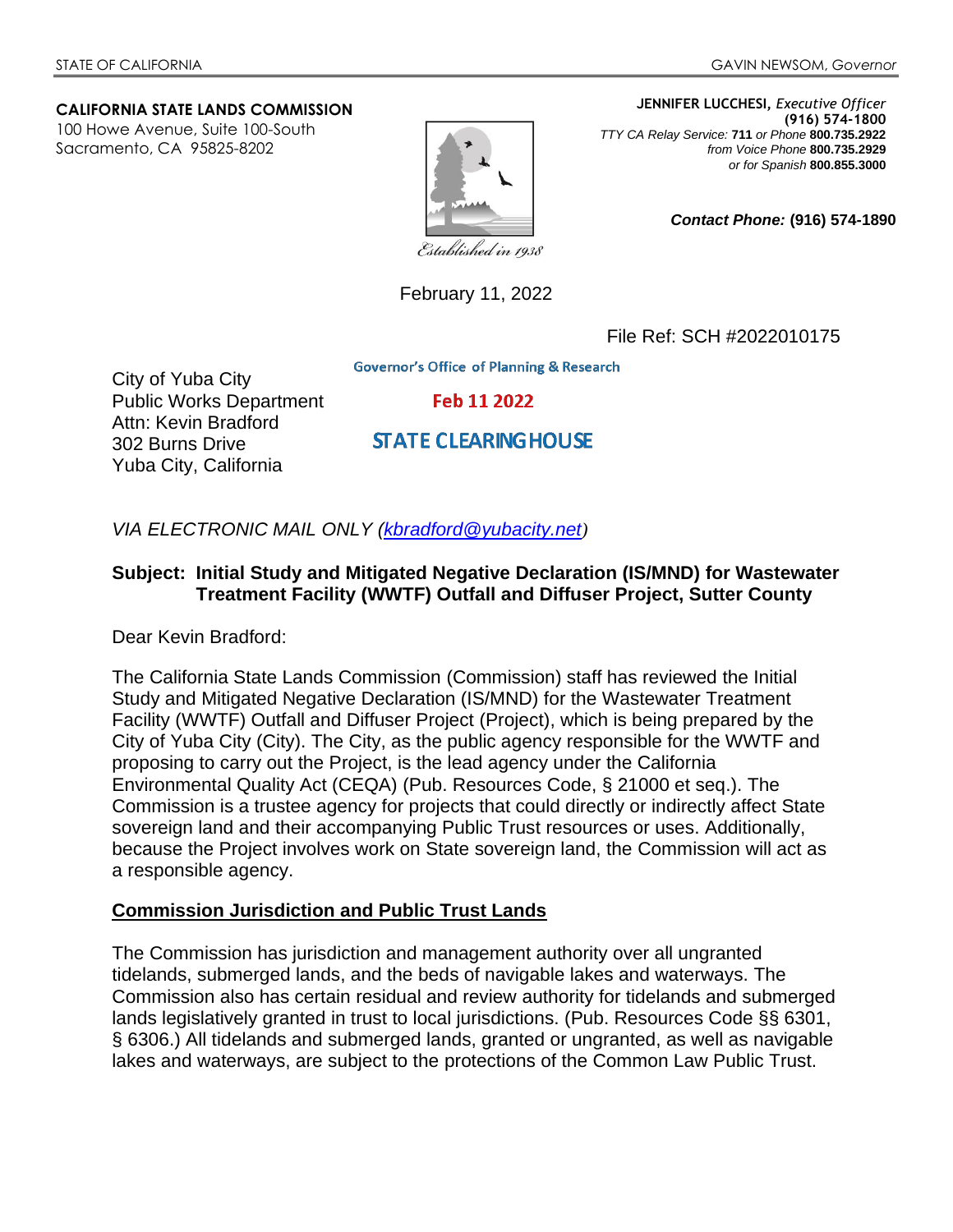STATE OF CALIFORNIA GAVIN NEWSOM, *Governor*

**CALIFORNIA STATE LANDS COMMISSION**
100 Howe Avenue, Suite 100-South
Sacramento, CA 95825-8202

*Established in 1938*

**JENNIFER LUCCHESI,** *Executive Officer*
**(916) 574-1800**
*TTY CA Relay Service:* **711** *or Phone* **800.735.2922**
*from Voice Phone* **800.735.2929**
*or for Spanish* **800.855.3000**

***Contact Phone:*** **(916) 574-1890**

February 11, 2022

File Ref: SCH #2022010175

Governor's Office of Planning & Research
**Feb 11 2022**
**STATE CLEARINGHOUSE**

City of Yuba City
Public Works Department
Attn: Kevin Bradford
302 Burns Drive
Yuba City, California

*VIA ELECTRONIC MAIL ONLY (kbradford@yubacity.net)*

**Subject: Initial Study and Mitigated Negative Declaration (IS/MND) for Wastewater Treatment Facility (WWTF) Outfall and Diffuser Project, Sutter County**

Dear Kevin Bradford:

The California State Lands Commission (Commission) staff has reviewed the Initial Study and Mitigated Negative Declaration (IS/MND) for the Wastewater Treatment Facility (WWTF) Outfall and Diffuser Project (Project), which is being prepared by the City of Yuba City (City). The City, as the public agency responsible for the WWTF and proposing to carry out the Project, is the lead agency under the California Environmental Quality Act (CEQA) (Pub. Resources Code, § 21000 et seq.). The Commission is a trustee agency for projects that could directly or indirectly affect State sovereign land and their accompanying Public Trust resources or uses. Additionally, because the Project involves work on State sovereign land, the Commission will act as a responsible agency.

**Commission Jurisdiction and Public Trust Lands**

The Commission has jurisdiction and management authority over all ungranted tidelands, submerged lands, and the beds of navigable lakes and waterways. The Commission also has certain residual and review authority for tidelands and submerged lands legislatively granted in trust to local jurisdictions. (Pub. Resources Code §§ 6301, § 6306.) All tidelands and submerged lands, granted or ungranted, as well as navigable lakes and waterways, are subject to the protections of the Common Law Public Trust.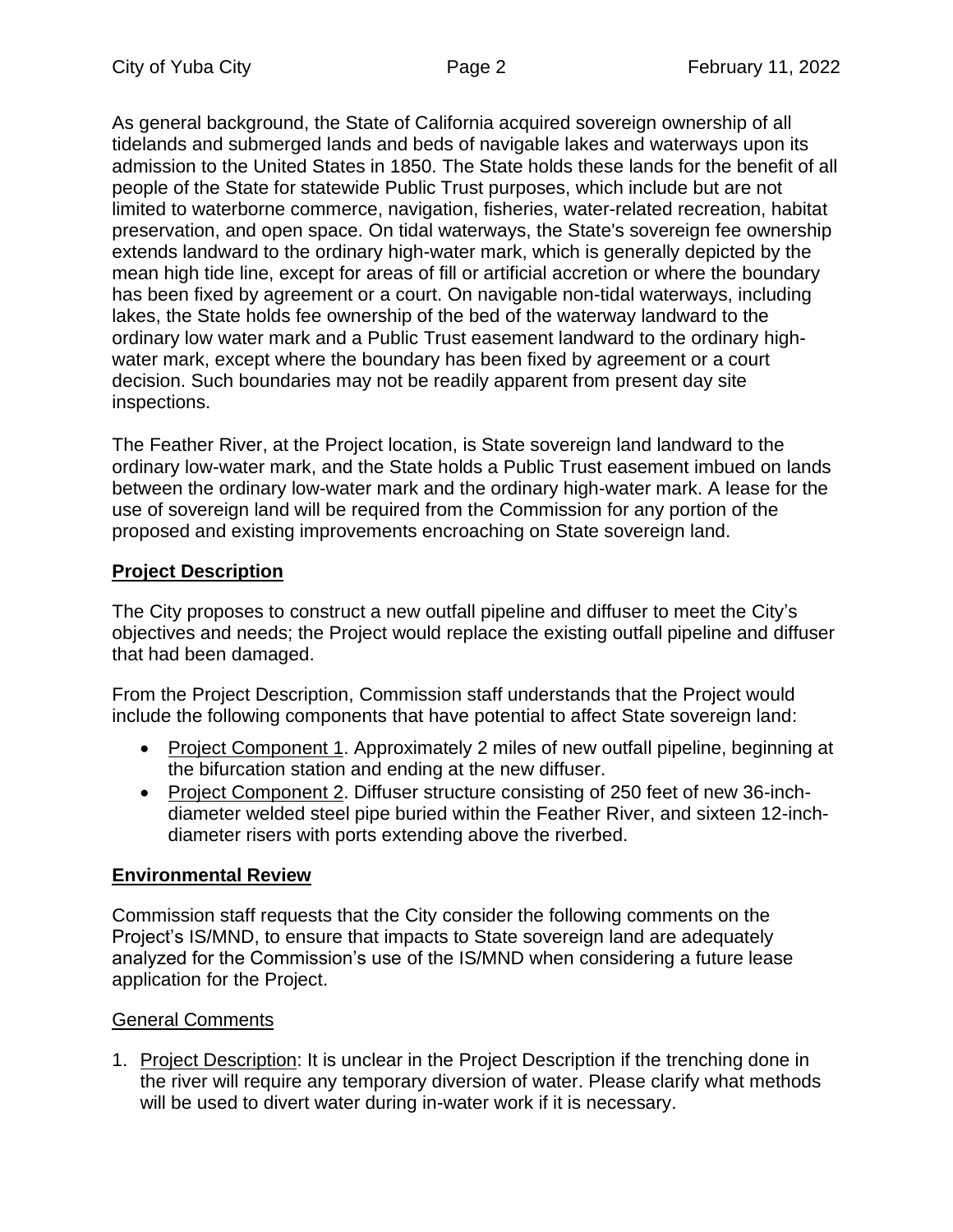As general background, the State of California acquired sovereign ownership of all tidelands and submerged lands and beds of navigable lakes and waterways upon its admission to the United States in 1850. The State holds these lands for the benefit of all people of the State for statewide Public Trust purposes, which include but are not limited to waterborne commerce, navigation, fisheries, water-related recreation, habitat preservation, and open space. On tidal waterways, the State's sovereign fee ownership extends landward to the ordinary high-water mark, which is generally depicted by the mean high tide line, except for areas of fill or artificial accretion or where the boundary has been fixed by agreement or a court. On navigable non-tidal waterways, including lakes, the State holds fee ownership of the bed of the waterway landward to the ordinary low water mark and a Public Trust easement landward to the ordinary high-water mark, except where the boundary has been fixed by agreement or a court decision. Such boundaries may not be readily apparent from present day site inspections.

The Feather River, at the Project location, is State sovereign land landward to the ordinary low-water mark, and the State holds a Public Trust easement imbued on lands between the ordinary low-water mark and the ordinary high-water mark. A lease for the use of sovereign land will be required from the Commission for any portion of the proposed and existing improvements encroaching on State sovereign land.

## **Project Description**

The City proposes to construct a new outfall pipeline and diffuser to meet the City's objectives and needs; the Project would replace the existing outfall pipeline and diffuser that had been damaged.

From the Project Description, Commission staff understands that the Project would include the following components that have potential to affect State sovereign land:

- Project Component 1. Approximately 2 miles of new outfall pipeline, beginning at the bifurcation station and ending at the new diffuser.
- Project Component 2. Diffuser structure consisting of 250 feet of new 36-inch-diameter welded steel pipe buried within the Feather River, and sixteen 12-inch-diameter risers with ports extending above the riverbed.

## **Environmental Review**

Commission staff requests that the City consider the following comments on the Project's IS/MND, to ensure that impacts to State sovereign land are adequately analyzed for the Commission's use of the IS/MND when considering a future lease application for the Project.

### General Comments

1. Project Description: It is unclear in the Project Description if the trenching done in the river will require any temporary diversion of water. Please clarify what methods will be used to divert water during in-water work if it is necessary.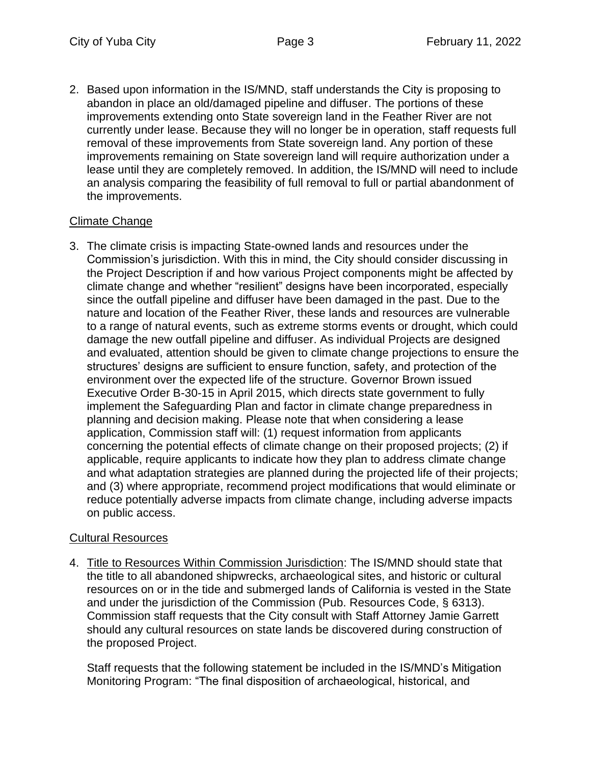2. Based upon information in the IS/MND, staff understands the City is proposing to abandon in place an old/damaged pipeline and diffuser. The portions of these improvements extending onto State sovereign land in the Feather River are not currently under lease. Because they will no longer be in operation, staff requests full removal of these improvements from State sovereign land. Any portion of these improvements remaining on State sovereign land will require authorization under a lease until they are completely removed. In addition, the IS/MND will need to include an analysis comparing the feasibility of full removal to full or partial abandonment of the improvements.

<u>Climate Change</u>

3. The climate crisis is impacting State-owned lands and resources under the Commission's jurisdiction. With this in mind, the City should consider discussing in the Project Description if and how various Project components might be affected by climate change and whether "resilient" designs have been incorporated, especially since the outfall pipeline and diffuser have been damaged in the past. Due to the nature and location of the Feather River, these lands and resources are vulnerable to a range of natural events, such as extreme storms events or drought, which could damage the new outfall pipeline and diffuser. As individual Projects are designed and evaluated, attention should be given to climate change projections to ensure the structures' designs are sufficient to ensure function, safety, and protection of the environment over the expected life of the structure. Governor Brown issued Executive Order B-30-15 in April 2015, which directs state government to fully implement the Safeguarding Plan and factor in climate change preparedness in planning and decision making. Please note that when considering a lease application, Commission staff will: (1) request information from applicants concerning the potential effects of climate change on their proposed projects; (2) if applicable, require applicants to indicate how they plan to address climate change and what adaptation strategies are planned during the projected life of their projects; and (3) where appropriate, recommend project modifications that would eliminate or reduce potentially adverse impacts from climate change, including adverse impacts on public access.

<u>Cultural Resources</u>

4. <u>Title to Resources Within Commission Jurisdiction</u>: The IS/MND should state that the title to all abandoned shipwrecks, archaeological sites, and historic or cultural resources on or in the tide and submerged lands of California is vested in the State and under the jurisdiction of the Commission (Pub. Resources Code, § 6313). Commission staff requests that the City consult with Staff Attorney Jamie Garrett should any cultural resources on state lands be discovered during construction of the proposed Project.

   Staff requests that the following statement be included in the IS/MND's Mitigation Monitoring Program: "The final disposition of archaeological, historical, and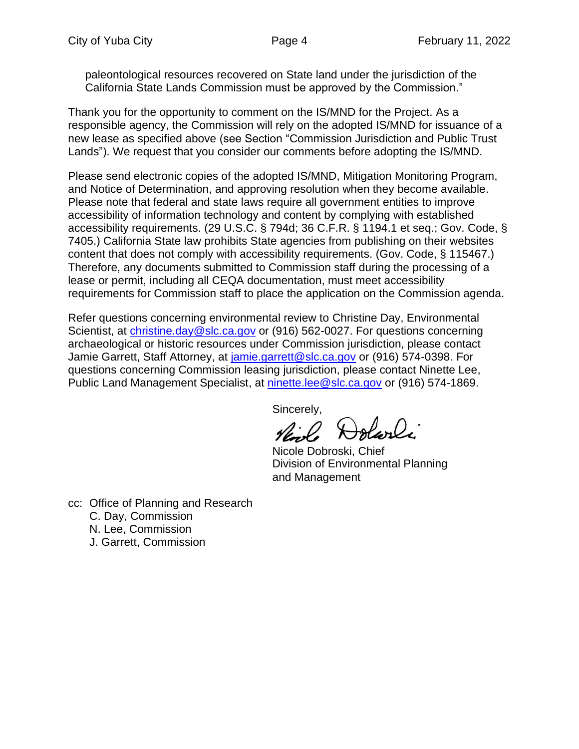paleontological resources recovered on State land under the jurisdiction of the California State Lands Commission must be approved by the Commission."

Thank you for the opportunity to comment on the IS/MND for the Project. As a responsible agency, the Commission will rely on the adopted IS/MND for issuance of a new lease as specified above (see Section "Commission Jurisdiction and Public Trust Lands"). We request that you consider our comments before adopting the IS/MND.

Please send electronic copies of the adopted IS/MND, Mitigation Monitoring Program, and Notice of Determination, and approving resolution when they become available. Please note that federal and state laws require all government entities to improve accessibility of information technology and content by complying with established accessibility requirements. (29 U.S.C. § 794d; 36 C.F.R. § 1194.1 et seq.; Gov. Code, § 7405.) California State law prohibits State agencies from publishing on their websites content that does not comply with accessibility requirements. (Gov. Code, § 115467.) Therefore, any documents submitted to Commission staff during the processing of a lease or permit, including all CEQA documentation, must meet accessibility requirements for Commission staff to place the application on the Commission agenda.

Refer questions concerning environmental review to Christine Day, Environmental Scientist, at christine.day@slc.ca.gov or (916) 562-0027. For questions concerning archaeological or historic resources under Commission jurisdiction, please contact Jamie Garrett, Staff Attorney, at jamie.garrett@slc.ca.gov or (916) 574-0398. For questions concerning Commission leasing jurisdiction, please contact Ninette Lee, Public Land Management Specialist, at ninette.lee@slc.ca.gov or (916) 574-1869.

Sincerely,

Nicole Dobroski, Chief
Division of Environmental Planning
and Management

cc: Office of Planning and Research
C. Day, Commission
N. Lee, Commission
J. Garrett, Commission